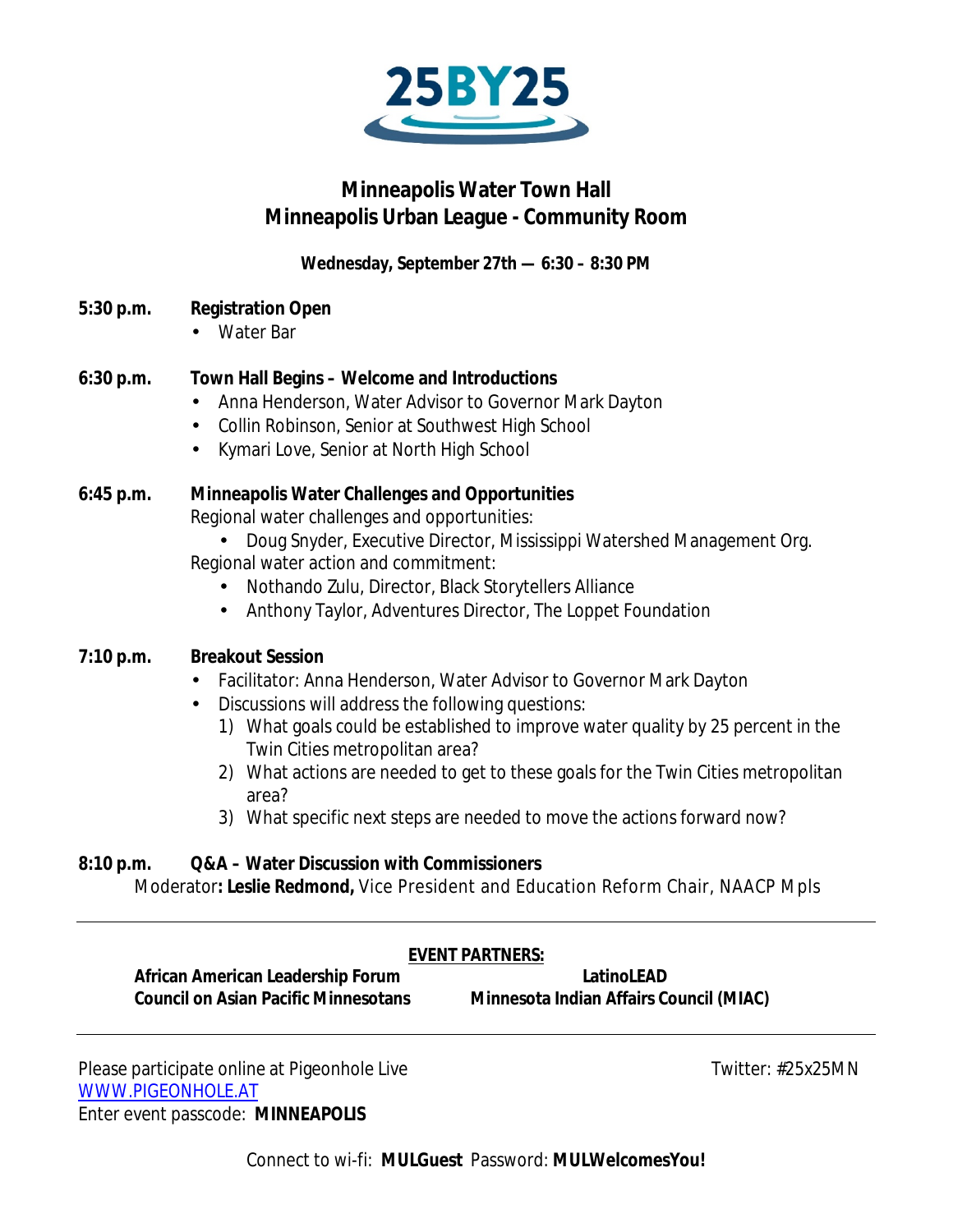25BY25

# Minneapolis Water Town Hall
# Minneapolis Urban League - Community Room

**Wednesday, September 27th — 6:30 – 8:30 PM**

**5:30 p.m.** **Registration Open**
- Water Bar

**6:30 p.m.** **Town Hall Begins – Welcome and Introductions**
- Anna Henderson, Water Advisor to Governor Mark Dayton
- Collin Robinson, Senior at Southwest High School
- Kymari Love, Senior at North High School

**6:45 p.m.** **Minneapolis Water Challenges and Opportunities**

Regional water challenges and opportunities:
- Doug Snyder, Executive Director, Mississippi Watershed Management Org.

Regional water action and commitment:
- Nothando Zulu, Director, Black Storytellers Alliance
- Anthony Taylor, Adventures Director, The Loppet Foundation

**7:10 p.m.** **Breakout Session**
- Facilitator: Anna Henderson, Water Advisor to Governor Mark Dayton
- Discussions will address the following questions:
  1) What goals could be established to improve water quality by 25 percent in the Twin Cities metropolitan area?
  2) What actions are needed to get to these goals for the Twin Cities metropolitan area?
  3) What specific next steps are needed to move the actions forward now?

**8:10 p.m.** **Q&A – Water Discussion with Commissioners**

Moderator**: Leslie Redmond,** Vice President and Education Reform Chair, NAACP Mpls

---

**EVENT PARTNERS:**

**African American Leadership Forum**
**Council on Asian Pacific Minnesotans**
**LatinoLEAD**
**Minnesota Indian Affairs Council (MIAC)**

---

Please participate online at Pigeonhole Live
WWW.PIGEONHOLE.AT
Enter event passcode: **MINNEAPOLIS**

Twitter: #25x25MN

Connect to wi-fi: **MULGuest** Password: **MULWelcomesYou!**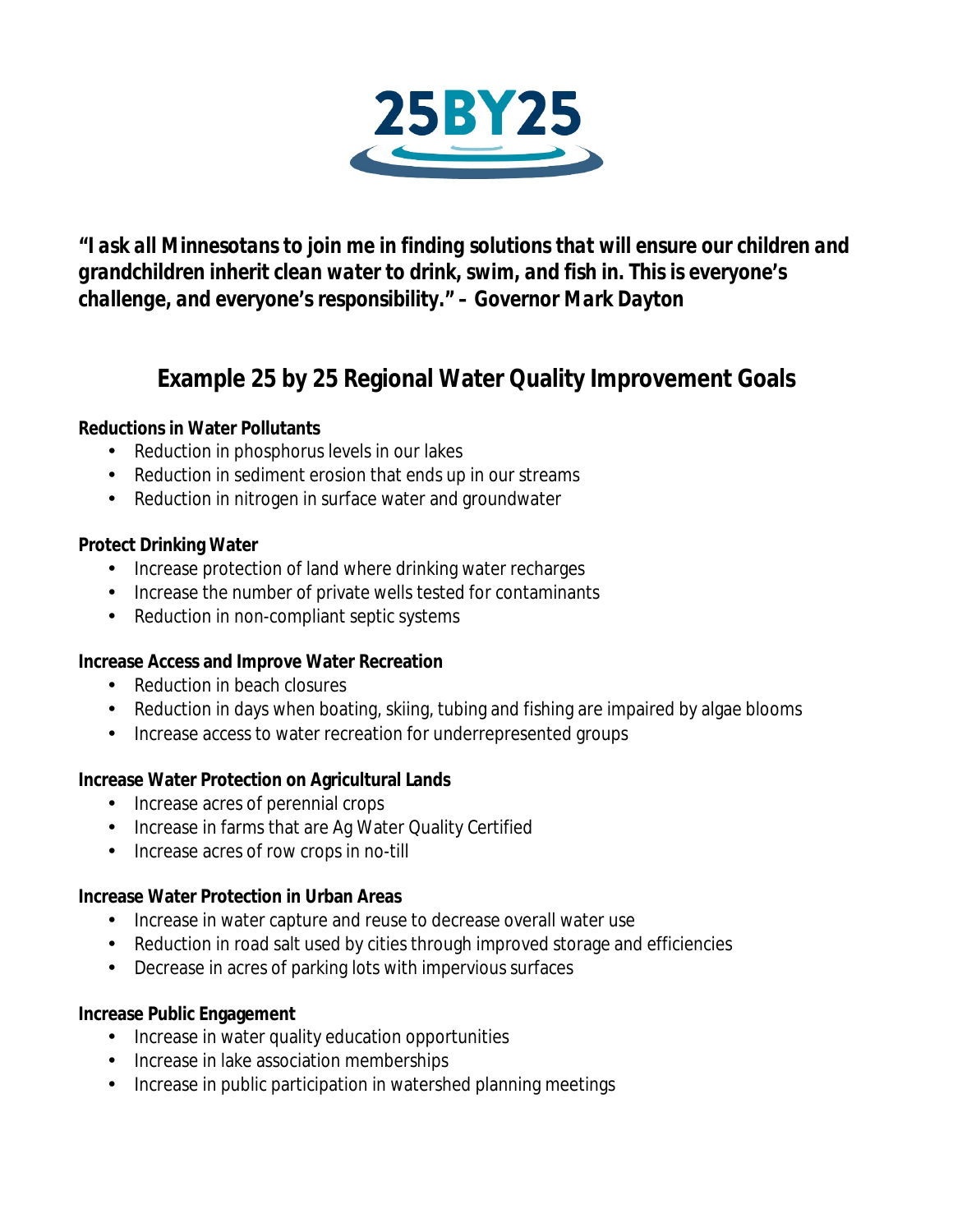25BY25

***"I ask all Minnesotans to join me in finding solutions that will ensure our children and grandchildren inherit clean water to drink, swim, and fish in. This is everyone's challenge, and everyone's responsibility." – Governor Mark Dayton***

## Example 25 by 25 Regional Water Quality Improvement Goals

**Reductions in Water Pollutants**

- Reduction in phosphorus levels in our lakes
- Reduction in sediment erosion that ends up in our streams
- Reduction in nitrogen in surface water and groundwater

**Protect Drinking Water**

- Increase protection of land where drinking water recharges
- Increase the number of private wells tested for contaminants
- Reduction in non-compliant septic systems

**Increase Access and Improve Water Recreation**

- Reduction in beach closures
- Reduction in days when boating, skiing, tubing and fishing are impaired by algae blooms
- Increase access to water recreation for underrepresented groups

**Increase Water Protection on Agricultural Lands**

- Increase acres of perennial crops
- Increase in farms that are Ag Water Quality Certified
- Increase acres of row crops in no-till

**Increase Water Protection in Urban Areas**

- Increase in water capture and reuse to decrease overall water use
- Reduction in road salt used by cities through improved storage and efficiencies
- Decrease in acres of parking lots with impervious surfaces

**Increase Public Engagement**

- Increase in water quality education opportunities
- Increase in lake association memberships
- Increase in public participation in watershed planning meetings